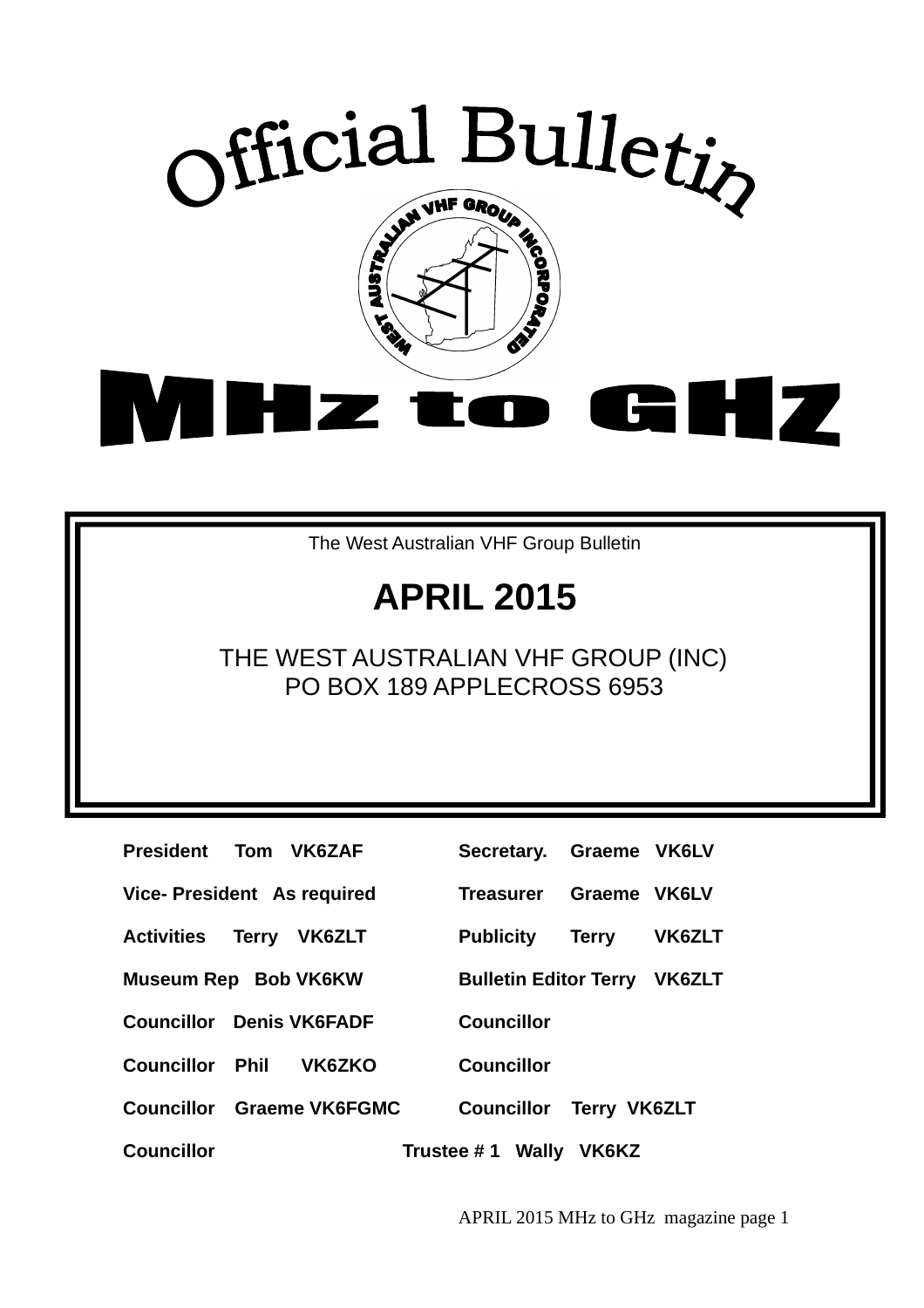# Official Bulletin

WEST AUSTRALIAN VHF GROUP INCORPORATED

# MHz to GHZ

The West Australian VHF Group Bulletin

## APRIL 2015

THE WEST AUSTRALIAN VHF GROUP (INC)
PO BOX 189 APPLECROSS 6953

**President** Tom VK6ZAF | **Secretary.** Graeme VK6LV

**Vice- President** As required | **Treasurer** Graeme VK6LV

**Activities** Terry VK6ZLT | **Publicity** Terry VK6ZLT

**Museum Rep** Bob VK6KW | **Bulletin Editor** Terry VK6ZLT

**Councillor** Denis VK6FADF | **Councillor**

**Councillor** Phil VK6ZKO | **Councillor**

**Councillor** Graeme VK6FGMC | **Councillor** Terry VK6ZLT

**Councillor** | **Trustee # 1** Wally VK6KZ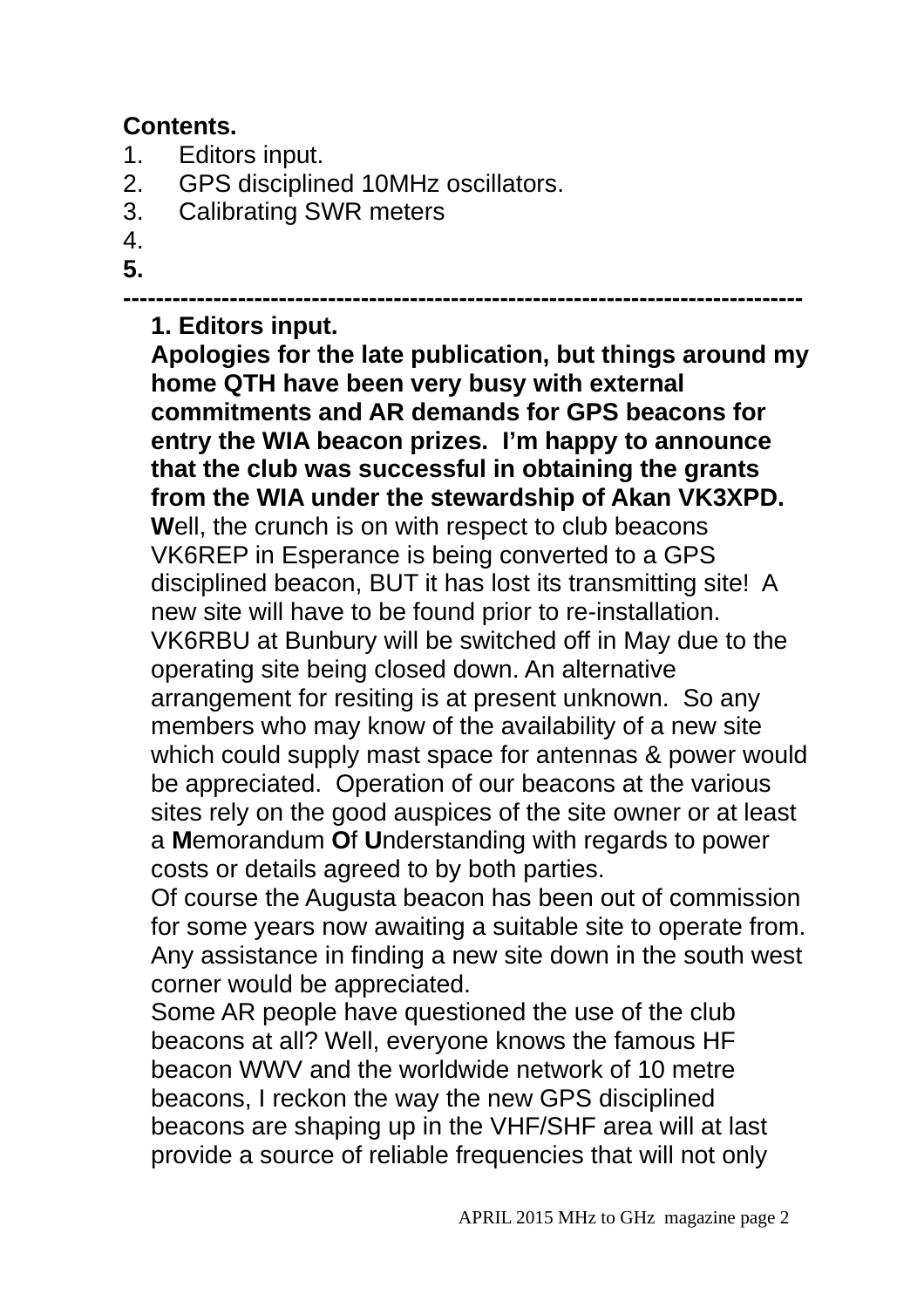**Contents.**

1. Editors input.
2. GPS disciplined 10MHz oscillators.
3. Calibrating SWR meters
4. 
5. 

---------------------------------------------------------------------------------

**1. Editors input.**

**Apologies for the late publication, but things around my home QTH have been very busy with external commitments and AR demands for GPS beacons for entry the WIA beacon prizes. I'm happy to announce that the club was successful in obtaining the grants from the WIA under the stewardship of Akan VK3XPD.**

**W**ell, the crunch is on with respect to club beacons VK6REP in Esperance is being converted to a GPS disciplined beacon, BUT it has lost its transmitting site! A new site will have to be found prior to re-installation. VK6RBU at Bunbury will be switched off in May due to the operating site being closed down. An alternative arrangement for resiting is at present unknown. So any members who may know of the availability of a new site which could supply mast space for antennas & power would be appreciated. Operation of our beacons at the various sites rely on the good auspices of the site owner or at least a **M**emorandum **O**f **U**nderstanding with regards to power costs or details agreed to by both parties.

Of course the Augusta beacon has been out of commission for some years now awaiting a suitable site to operate from. Any assistance in finding a new site down in the south west corner would be appreciated.

Some AR people have questioned the use of the club beacons at all? Well, everyone knows the famous HF beacon WWV and the worldwide network of 10 metre beacons, I reckon the way the new GPS disciplined beacons are shaping up in the VHF/SHF area will at last provide a source of reliable frequencies that will not only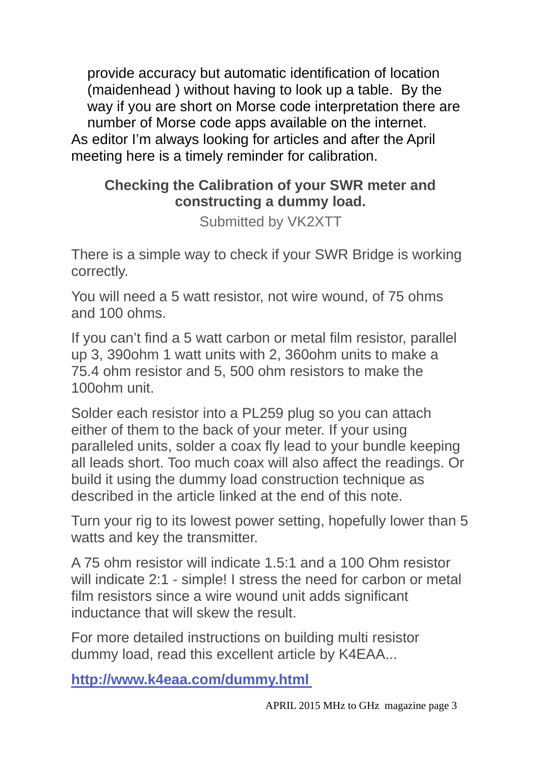provide accuracy but automatic identification of location (maidenhead ) without having to look up a table. By the way if you are short on Morse code interpretation there are number of Morse code apps available on the internet.

As editor I'm always looking for articles and after the April meeting here is a timely reminder for calibration.

## Checking the Calibration of your SWR meter and constructing a dummy load.

Submitted by VK2XTT

There is a simple way to check if your SWR Bridge is working correctly.

You will need a 5 watt resistor, not wire wound, of 75 ohms and 100 ohms.

If you can't find a 5 watt carbon or metal film resistor, parallel up 3, 390ohm 1 watt units with 2, 360ohm units to make a 75.4 ohm resistor and 5, 500 ohm resistors to make the 100ohm unit.

Solder each resistor into a PL259 plug so you can attach either of them to the back of your meter. If your using paralleled units, solder a coax fly lead to your bundle keeping all leads short. Too much coax will also affect the readings. Or build it using the dummy load construction technique as described in the article linked at the end of this note.

Turn your rig to its lowest power setting, hopefully lower than 5 watts and key the transmitter.

A 75 ohm resistor will indicate 1.5:1 and a 100 Ohm resistor will indicate 2:1 - simple! I stress the need for carbon or metal film resistors since a wire wound unit adds significant inductance that will skew the result.

For more detailed instructions on building multi resistor dummy load, read this excellent article by K4EAA...

**http://www.k4eaa.com/dummy.html**